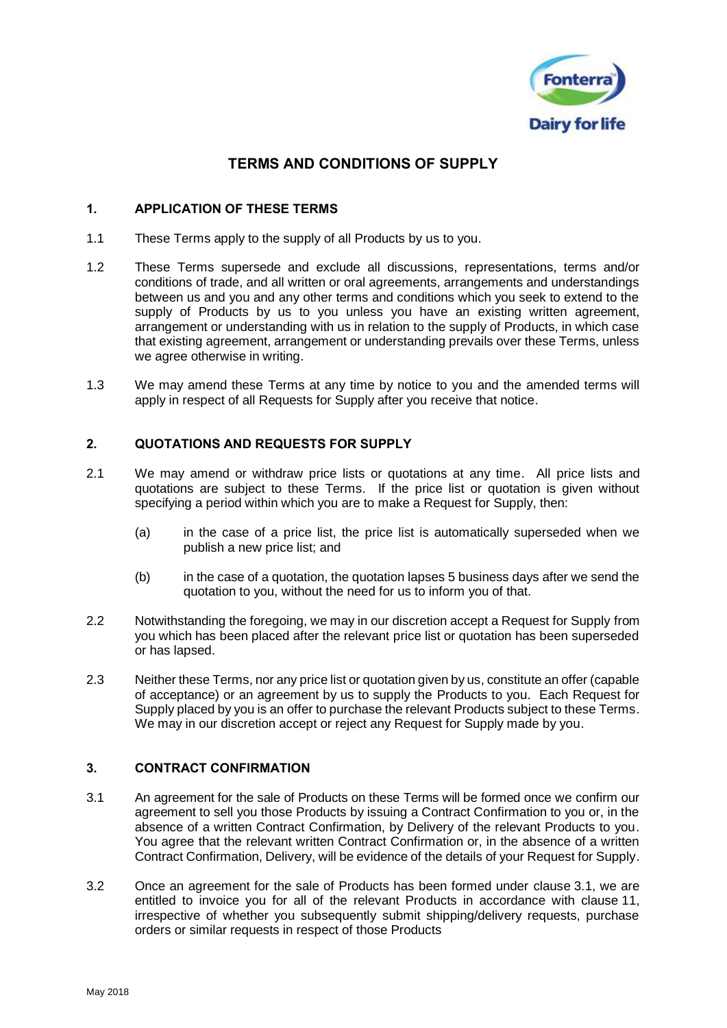# TERMS AND CONDITIONS OF SUPPLY

## 1. APPLICATION OF THESE TERMS

1.1 These Terms apply to the supply of all Products by us to you.

1.2 These Terms supersede and exclude all discussions, representations, terms and/or conditions of trade, and all written or oral agreements, arrangements and understandings between us and you and any other terms and conditions which you seek to extend to the supply of Products by us to you unless you have an existing written agreement, arrangement or understanding with us in relation to the supply of Products, in which case that existing agreement, arrangement or understanding prevails over these Terms, unless we agree otherwise in writing.

1.3 We may amend these Terms at any time by notice to you and the amended terms will apply in respect of all Requests for Supply after you receive that notice.

## 2. QUOTATIONS AND REQUESTS FOR SUPPLY

2.1 We may amend or withdraw price lists or quotations at any time. All price lists and quotations are subject to these Terms. If the price list or quotation is given without specifying a period within which you are to make a Request for Supply, then:

(a) in the case of a price list, the price list is automatically superseded when we publish a new price list; and

(b) in the case of a quotation, the quotation lapses 5 business days after we send the quotation to you, without the need for us to inform you of that.

2.2 Notwithstanding the foregoing, we may in our discretion accept a Request for Supply from you which has been placed after the relevant price list or quotation has been superseded or has lapsed.

2.3 Neither these Terms, nor any price list or quotation given by us, constitute an offer (capable of acceptance) or an agreement by us to supply the Products to you. Each Request for Supply placed by you is an offer to purchase the relevant Products subject to these Terms. We may in our discretion accept or reject any Request for Supply made by you.

## 3. CONTRACT CONFIRMATION

3.1 An agreement for the sale of Products on these Terms will be formed once we confirm our agreement to sell you those Products by issuing a Contract Confirmation to you or, in the absence of a written Contract Confirmation, by Delivery of the relevant Products to you. You agree that the relevant written Contract Confirmation or, in the absence of a written Contract Confirmation, Delivery, will be evidence of the details of your Request for Supply.

3.2 Once an agreement for the sale of Products has been formed under clause 3.1, we are entitled to invoice you for all of the relevant Products in accordance with clause 11, irrespective of whether you subsequently submit shipping/delivery requests, purchase orders or similar requests in respect of those Products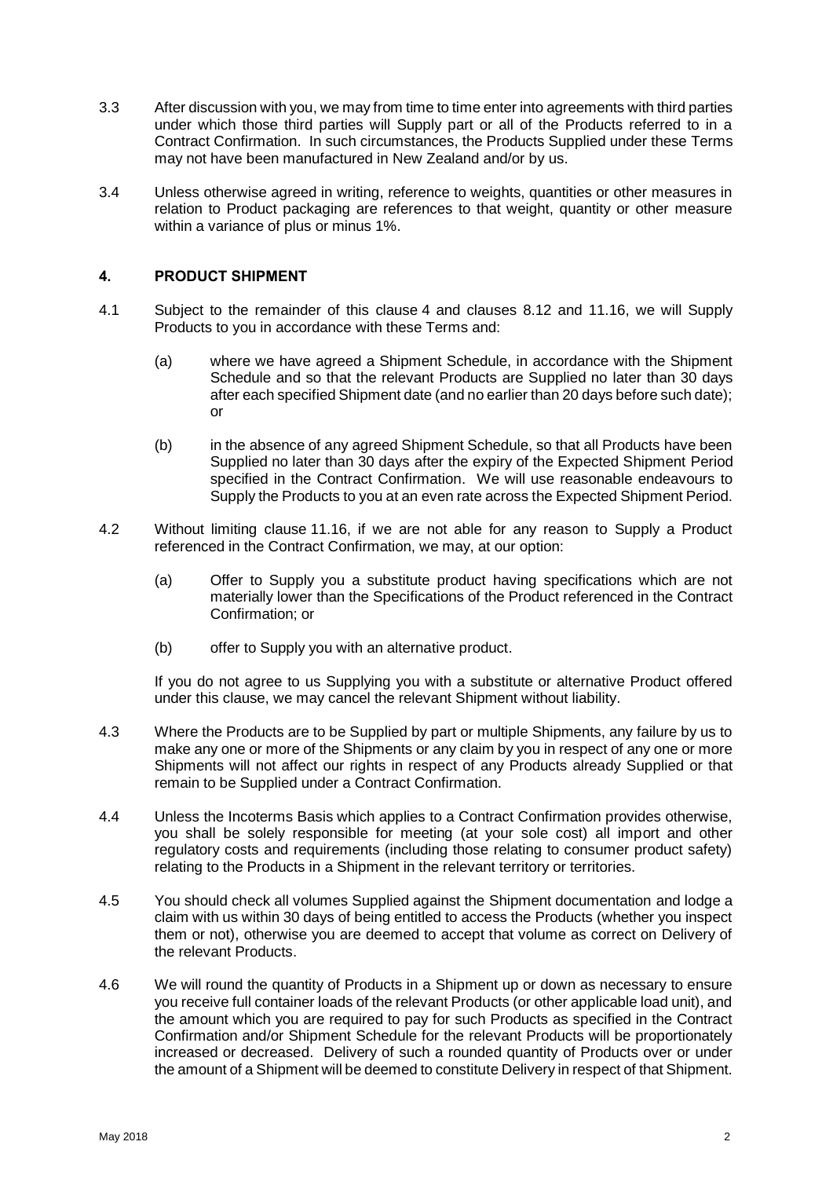3.3 After discussion with you, we may from time to time enter into agreements with third parties under which those third parties will Supply part or all of the Products referred to in a Contract Confirmation. In such circumstances, the Products Supplied under these Terms may not have been manufactured in New Zealand and/or by us.

3.4 Unless otherwise agreed in writing, reference to weights, quantities or other measures in relation to Product packaging are references to that weight, quantity or other measure within a variance of plus or minus 1%.

## 4. PRODUCT SHIPMENT

4.1 Subject to the remainder of this clause 4 and clauses 8.12 and 11.16, we will Supply Products to you in accordance with these Terms and:

(a) where we have agreed a Shipment Schedule, in accordance with the Shipment Schedule and so that the relevant Products are Supplied no later than 30 days after each specified Shipment date (and no earlier than 20 days before such date); or

(b) in the absence of any agreed Shipment Schedule, so that all Products have been Supplied no later than 30 days after the expiry of the Expected Shipment Period specified in the Contract Confirmation. We will use reasonable endeavours to Supply the Products to you at an even rate across the Expected Shipment Period.

4.2 Without limiting clause 11.16, if we are not able for any reason to Supply a Product referenced in the Contract Confirmation, we may, at our option:

(a) Offer to Supply you a substitute product having specifications which are not materially lower than the Specifications of the Product referenced in the Contract Confirmation; or

(b) offer to Supply you with an alternative product.

If you do not agree to us Supplying you with a substitute or alternative Product offered under this clause, we may cancel the relevant Shipment without liability.

4.3 Where the Products are to be Supplied by part or multiple Shipments, any failure by us to make any one or more of the Shipments or any claim by you in respect of any one or more Shipments will not affect our rights in respect of any Products already Supplied or that remain to be Supplied under a Contract Confirmation.

4.4 Unless the Incoterms Basis which applies to a Contract Confirmation provides otherwise, you shall be solely responsible for meeting (at your sole cost) all import and other regulatory costs and requirements (including those relating to consumer product safety) relating to the Products in a Shipment in the relevant territory or territories.

4.5 You should check all volumes Supplied against the Shipment documentation and lodge a claim with us within 30 days of being entitled to access the Products (whether you inspect them or not), otherwise you are deemed to accept that volume as correct on Delivery of the relevant Products.

4.6 We will round the quantity of Products in a Shipment up or down as necessary to ensure you receive full container loads of the relevant Products (or other applicable load unit), and the amount which you are required to pay for such Products as specified in the Contract Confirmation and/or Shipment Schedule for the relevant Products will be proportionately increased or decreased. Delivery of such a rounded quantity of Products over or under the amount of a Shipment will be deemed to constitute Delivery in respect of that Shipment.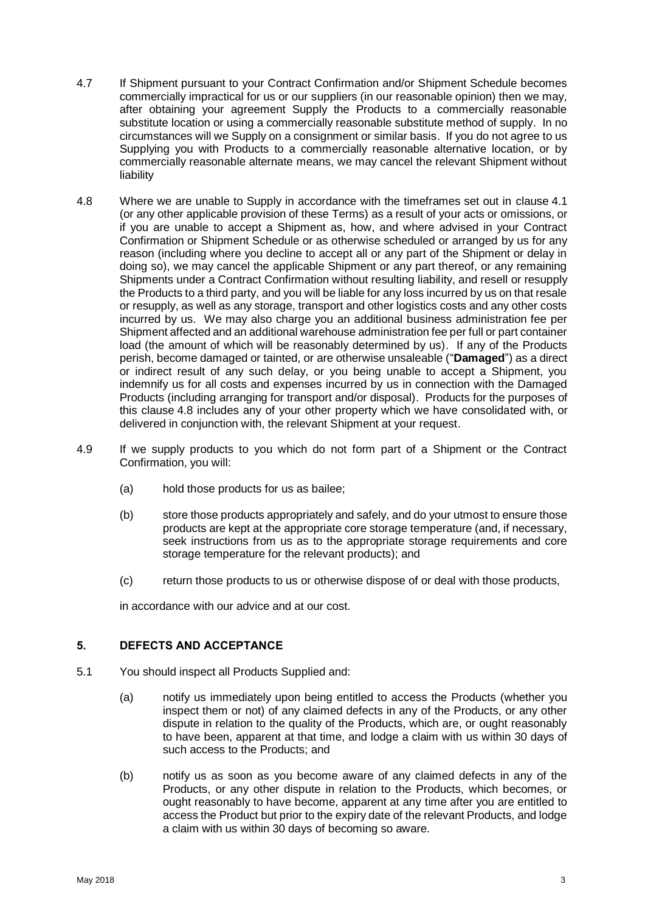4.7 If Shipment pursuant to your Contract Confirmation and/or Shipment Schedule becomes commercially impractical for us or our suppliers (in our reasonable opinion) then we may, after obtaining your agreement Supply the Products to a commercially reasonable substitute location or using a commercially reasonable substitute method of supply. In no circumstances will we Supply on a consignment or similar basis. If you do not agree to us Supplying you with Products to a commercially reasonable alternative location, or by commercially reasonable alternate means, we may cancel the relevant Shipment without liability

4.8 Where we are unable to Supply in accordance with the timeframes set out in clause 4.1 (or any other applicable provision of these Terms) as a result of your acts or omissions, or if you are unable to accept a Shipment as, how, and where advised in your Contract Confirmation or Shipment Schedule or as otherwise scheduled or arranged by us for any reason (including where you decline to accept all or any part of the Shipment or delay in doing so), we may cancel the applicable Shipment or any part thereof, or any remaining Shipments under a Contract Confirmation without resulting liability, and resell or resupply the Products to a third party, and you will be liable for any loss incurred by us on that resale or resupply, as well as any storage, transport and other logistics costs and any other costs incurred by us. We may also charge you an additional business administration fee per Shipment affected and an additional warehouse administration fee per full or part container load (the amount of which will be reasonably determined by us). If any of the Products perish, become damaged or tainted, or are otherwise unsaleable ("**Damaged**") as a direct or indirect result of any such delay, or you being unable to accept a Shipment, you indemnify us for all costs and expenses incurred by us in connection with the Damaged Products (including arranging for transport and/or disposal). Products for the purposes of this clause 4.8 includes any of your other property which we have consolidated with, or delivered in conjunction with, the relevant Shipment at your request.

4.9 If we supply products to you which do not form part of a Shipment or the Contract Confirmation, you will:

(a) hold those products for us as bailee;

(b) store those products appropriately and safely, and do your utmost to ensure those products are kept at the appropriate core storage temperature (and, if necessary, seek instructions from us as to the appropriate storage requirements and core storage temperature for the relevant products); and

(c) return those products to us or otherwise dispose of or deal with those products,

in accordance with our advice and at our cost.

## 5. DEFECTS AND ACCEPTANCE

5.1 You should inspect all Products Supplied and:

(a) notify us immediately upon being entitled to access the Products (whether you inspect them or not) of any claimed defects in any of the Products, or any other dispute in relation to the quality of the Products, which are, or ought reasonably to have been, apparent at that time, and lodge a claim with us within 30 days of such access to the Products; and

(b) notify us as soon as you become aware of any claimed defects in any of the Products, or any other dispute in relation to the Products, which becomes, or ought reasonably to have become, apparent at any time after you are entitled to access the Product but prior to the expiry date of the relevant Products, and lodge a claim with us within 30 days of becoming so aware.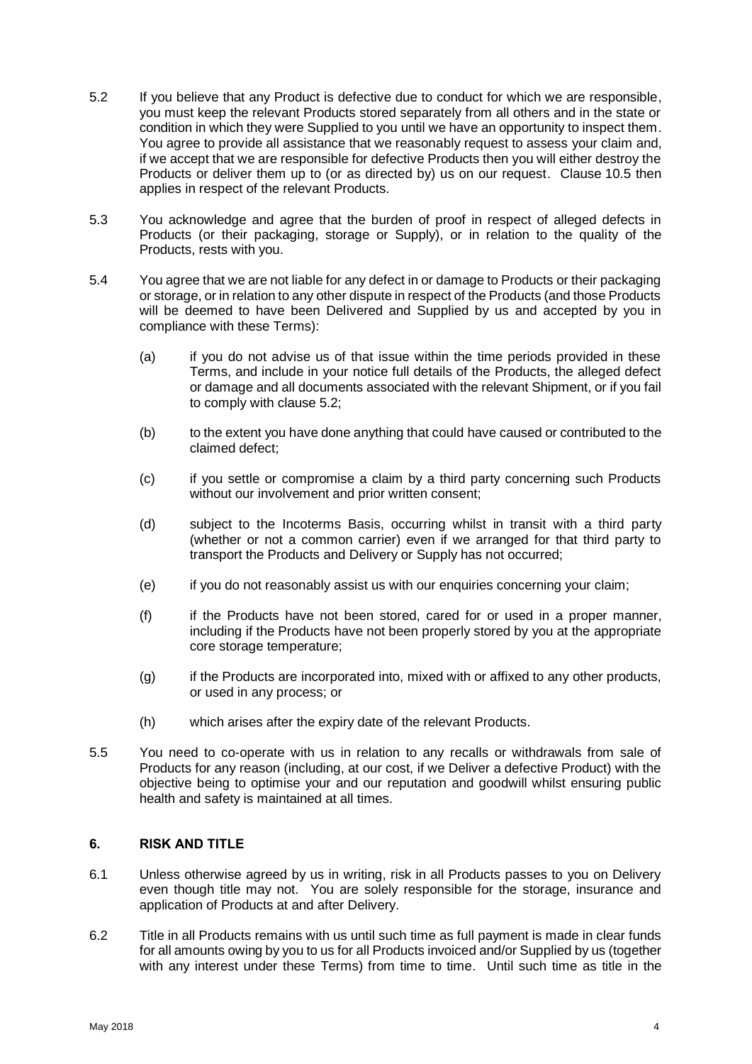5.2 If you believe that any Product is defective due to conduct for which we are responsible, you must keep the relevant Products stored separately from all others and in the state or condition in which they were Supplied to you until we have an opportunity to inspect them. You agree to provide all assistance that we reasonably request to assess your claim and, if we accept that we are responsible for defective Products then you will either destroy the Products or deliver them up to (or as directed by) us on our request. Clause 10.5 then applies in respect of the relevant Products.

5.3 You acknowledge and agree that the burden of proof in respect of alleged defects in Products (or their packaging, storage or Supply), or in relation to the quality of the Products, rests with you.

5.4 You agree that we are not liable for any defect in or damage to Products or their packaging or storage, or in relation to any other dispute in respect of the Products (and those Products will be deemed to have been Delivered and Supplied by us and accepted by you in compliance with these Terms):

(a) if you do not advise us of that issue within the time periods provided in these Terms, and include in your notice full details of the Products, the alleged defect or damage and all documents associated with the relevant Shipment, or if you fail to comply with clause 5.2;

(b) to the extent you have done anything that could have caused or contributed to the claimed defect;

(c) if you settle or compromise a claim by a third party concerning such Products without our involvement and prior written consent;

(d) subject to the Incoterms Basis, occurring whilst in transit with a third party (whether or not a common carrier) even if we arranged for that third party to transport the Products and Delivery or Supply has not occurred;

(e) if you do not reasonably assist us with our enquiries concerning your claim;

(f) if the Products have not been stored, cared for or used in a proper manner, including if the Products have not been properly stored by you at the appropriate core storage temperature;

(g) if the Products are incorporated into, mixed with or affixed to any other products, or used in any process; or

(h) which arises after the expiry date of the relevant Products.

5.5 You need to co-operate with us in relation to any recalls or withdrawals from sale of Products for any reason (including, at our cost, if we Deliver a defective Product) with the objective being to optimise your and our reputation and goodwill whilst ensuring public health and safety is maintained at all times.

## 6. RISK AND TITLE

6.1 Unless otherwise agreed by us in writing, risk in all Products passes to you on Delivery even though title may not. You are solely responsible for the storage, insurance and application of Products at and after Delivery.

6.2 Title in all Products remains with us until such time as full payment is made in clear funds for all amounts owing by you to us for all Products invoiced and/or Supplied by us (together with any interest under these Terms) from time to time. Until such time as title in the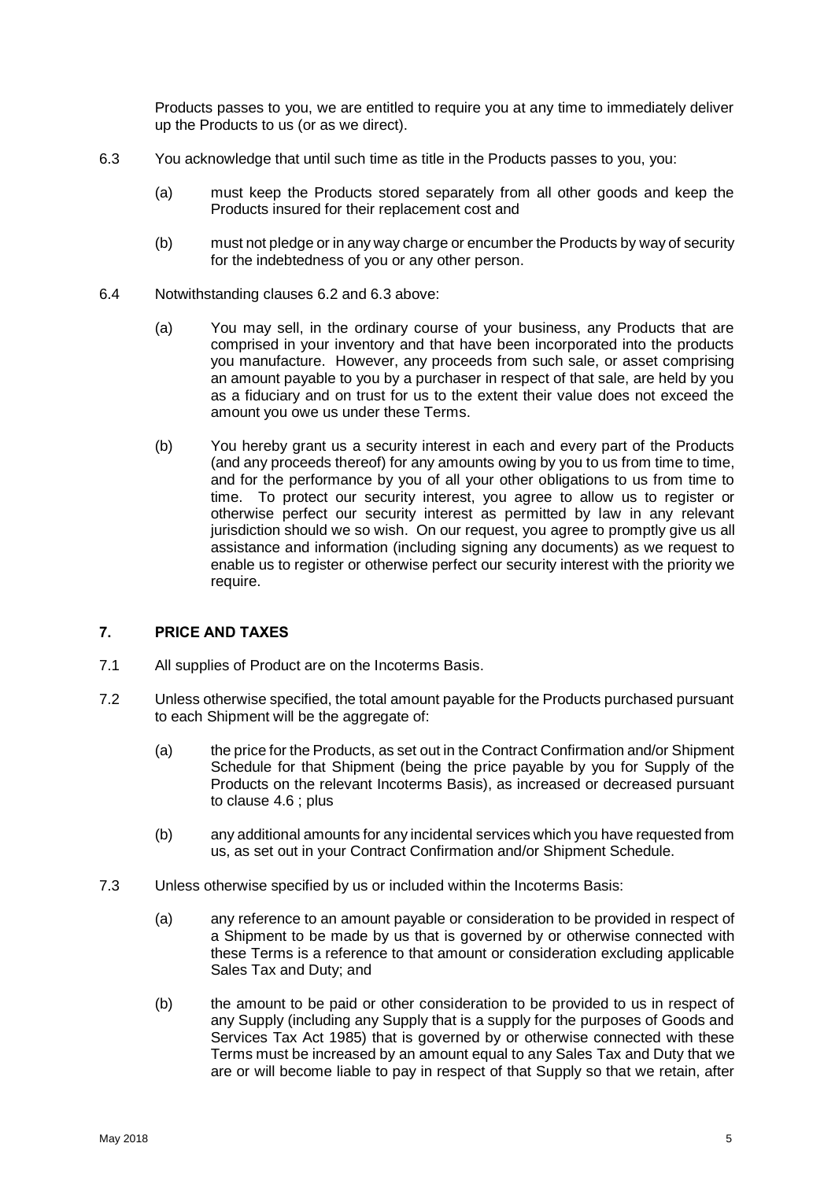Products passes to you, we are entitled to require you at any time to immediately deliver up the Products to us (or as we direct).

6.3 You acknowledge that until such time as title in the Products passes to you, you:

(a) must keep the Products stored separately from all other goods and keep the Products insured for their replacement cost and

(b) must not pledge or in any way charge or encumber the Products by way of security for the indebtedness of you or any other person.

6.4 Notwithstanding clauses 6.2 and 6.3 above:

(a) You may sell, in the ordinary course of your business, any Products that are comprised in your inventory and that have been incorporated into the products you manufacture. However, any proceeds from such sale, or asset comprising an amount payable to you by a purchaser in respect of that sale, are held by you as a fiduciary and on trust for us to the extent their value does not exceed the amount you owe us under these Terms.

(b) You hereby grant us a security interest in each and every part of the Products (and any proceeds thereof) for any amounts owing by you to us from time to time, and for the performance by you of all your other obligations to us from time to time. To protect our security interest, you agree to allow us to register or otherwise perfect our security interest as permitted by law in any relevant jurisdiction should we so wish. On our request, you agree to promptly give us all assistance and information (including signing any documents) as we request to enable us to register or otherwise perfect our security interest with the priority we require.

## 7. PRICE AND TAXES

7.1 All supplies of Product are on the Incoterms Basis.

7.2 Unless otherwise specified, the total amount payable for the Products purchased pursuant to each Shipment will be the aggregate of:

(a) the price for the Products, as set out in the Contract Confirmation and/or Shipment Schedule for that Shipment (being the price payable by you for Supply of the Products on the relevant Incoterms Basis), as increased or decreased pursuant to clause 4.6 ; plus

(b) any additional amounts for any incidental services which you have requested from us, as set out in your Contract Confirmation and/or Shipment Schedule.

7.3 Unless otherwise specified by us or included within the Incoterms Basis:

(a) any reference to an amount payable or consideration to be provided in respect of a Shipment to be made by us that is governed by or otherwise connected with these Terms is a reference to that amount or consideration excluding applicable Sales Tax and Duty; and

(b) the amount to be paid or other consideration to be provided to us in respect of any Supply (including any Supply that is a supply for the purposes of Goods and Services Tax Act 1985) that is governed by or otherwise connected with these Terms must be increased by an amount equal to any Sales Tax and Duty that we are or will become liable to pay in respect of that Supply so that we retain, after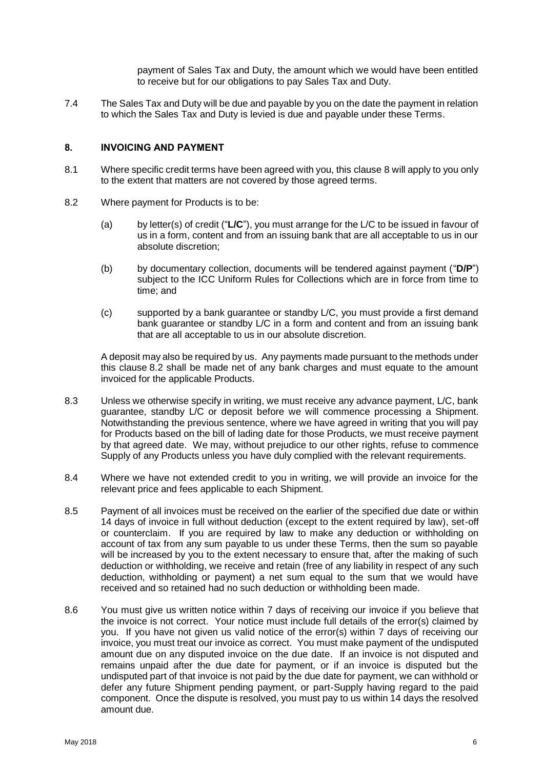payment of Sales Tax and Duty, the amount which we would have been entitled to receive but for our obligations to pay Sales Tax and Duty.

7.4 The Sales Tax and Duty will be due and payable by you on the date the payment in relation to which the Sales Tax and Duty is levied is due and payable under these Terms.

## 8. INVOICING AND PAYMENT

8.1 Where specific credit terms have been agreed with you, this clause 8 will apply to you only to the extent that matters are not covered by those agreed terms.

8.2 Where payment for Products is to be:

(a) by letter(s) of credit ("**L/C**"), you must arrange for the L/C to be issued in favour of us in a form, content and from an issuing bank that are all acceptable to us in our absolute discretion;

(b) by documentary collection, documents will be tendered against payment ("**D/P**") subject to the ICC Uniform Rules for Collections which are in force from time to time; and

(c) supported by a bank guarantee or standby L/C, you must provide a first demand bank guarantee or standby L/C in a form and content and from an issuing bank that are all acceptable to us in our absolute discretion.

A deposit may also be required by us. Any payments made pursuant to the methods under this clause 8.2 shall be made net of any bank charges and must equate to the amount invoiced for the applicable Products.

8.3 Unless we otherwise specify in writing, we must receive any advance payment, L/C, bank guarantee, standby L/C or deposit before we will commence processing a Shipment. Notwithstanding the previous sentence, where we have agreed in writing that you will pay for Products based on the bill of lading date for those Products, we must receive payment by that agreed date. We may, without prejudice to our other rights, refuse to commence Supply of any Products unless you have duly complied with the relevant requirements.

8.4 Where we have not extended credit to you in writing, we will provide an invoice for the relevant price and fees applicable to each Shipment.

8.5 Payment of all invoices must be received on the earlier of the specified due date or within 14 days of invoice in full without deduction (except to the extent required by law), set-off or counterclaim. If you are required by law to make any deduction or withholding on account of tax from any sum payable to us under these Terms, then the sum so payable will be increased by you to the extent necessary to ensure that, after the making of such deduction or withholding, we receive and retain (free of any liability in respect of any such deduction, withholding or payment) a net sum equal to the sum that we would have received and so retained had no such deduction or withholding been made.

8.6 You must give us written notice within 7 days of receiving our invoice if you believe that the invoice is not correct. Your notice must include full details of the error(s) claimed by you. If you have not given us valid notice of the error(s) within 7 days of receiving our invoice, you must treat our invoice as correct. You must make payment of the undisputed amount due on any disputed invoice on the due date. If an invoice is not disputed and remains unpaid after the due date for payment, or if an invoice is disputed but the undisputed part of that invoice is not paid by the due date for payment, we can withhold or defer any future Shipment pending payment, or part-Supply having regard to the paid component. Once the dispute is resolved, you must pay to us within 14 days the resolved amount due.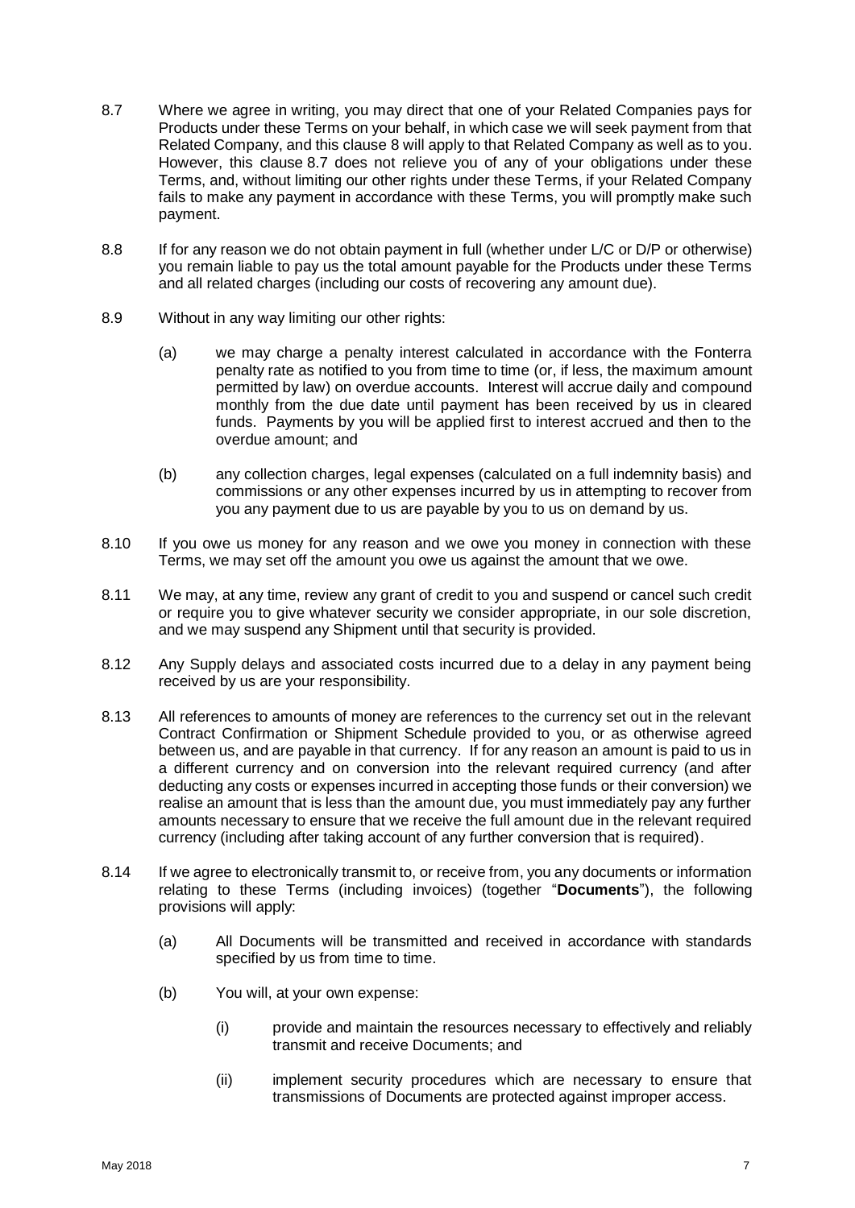8.7 Where we agree in writing, you may direct that one of your Related Companies pays for Products under these Terms on your behalf, in which case we will seek payment from that Related Company, and this clause 8 will apply to that Related Company as well as to you. However, this clause 8.7 does not relieve you of any of your obligations under these Terms, and, without limiting our other rights under these Terms, if your Related Company fails to make any payment in accordance with these Terms, you will promptly make such payment.

8.8 If for any reason we do not obtain payment in full (whether under L/C or D/P or otherwise) you remain liable to pay us the total amount payable for the Products under these Terms and all related charges (including our costs of recovering any amount due).

8.9 Without in any way limiting our other rights:

(a) we may charge a penalty interest calculated in accordance with the Fonterra penalty rate as notified to you from time to time (or, if less, the maximum amount permitted by law) on overdue accounts. Interest will accrue daily and compound monthly from the due date until payment has been received by us in cleared funds. Payments by you will be applied first to interest accrued and then to the overdue amount; and

(b) any collection charges, legal expenses (calculated on a full indemnity basis) and commissions or any other expenses incurred by us in attempting to recover from you any payment due to us are payable by you to us on demand by us.

8.10 If you owe us money for any reason and we owe you money in connection with these Terms, we may set off the amount you owe us against the amount that we owe.

8.11 We may, at any time, review any grant of credit to you and suspend or cancel such credit or require you to give whatever security we consider appropriate, in our sole discretion, and we may suspend any Shipment until that security is provided.

8.12 Any Supply delays and associated costs incurred due to a delay in any payment being received by us are your responsibility.

8.13 All references to amounts of money are references to the currency set out in the relevant Contract Confirmation or Shipment Schedule provided to you, or as otherwise agreed between us, and are payable in that currency. If for any reason an amount is paid to us in a different currency and on conversion into the relevant required currency (and after deducting any costs or expenses incurred in accepting those funds or their conversion) we realise an amount that is less than the amount due, you must immediately pay any further amounts necessary to ensure that we receive the full amount due in the relevant required currency (including after taking account of any further conversion that is required).

8.14 If we agree to electronically transmit to, or receive from, you any documents or information relating to these Terms (including invoices) (together "**Documents**"), the following provisions will apply:

(a) All Documents will be transmitted and received in accordance with standards specified by us from time to time.

(b) You will, at your own expense:

(i) provide and maintain the resources necessary to effectively and reliably transmit and receive Documents; and

(ii) implement security procedures which are necessary to ensure that transmissions of Documents are protected against improper access.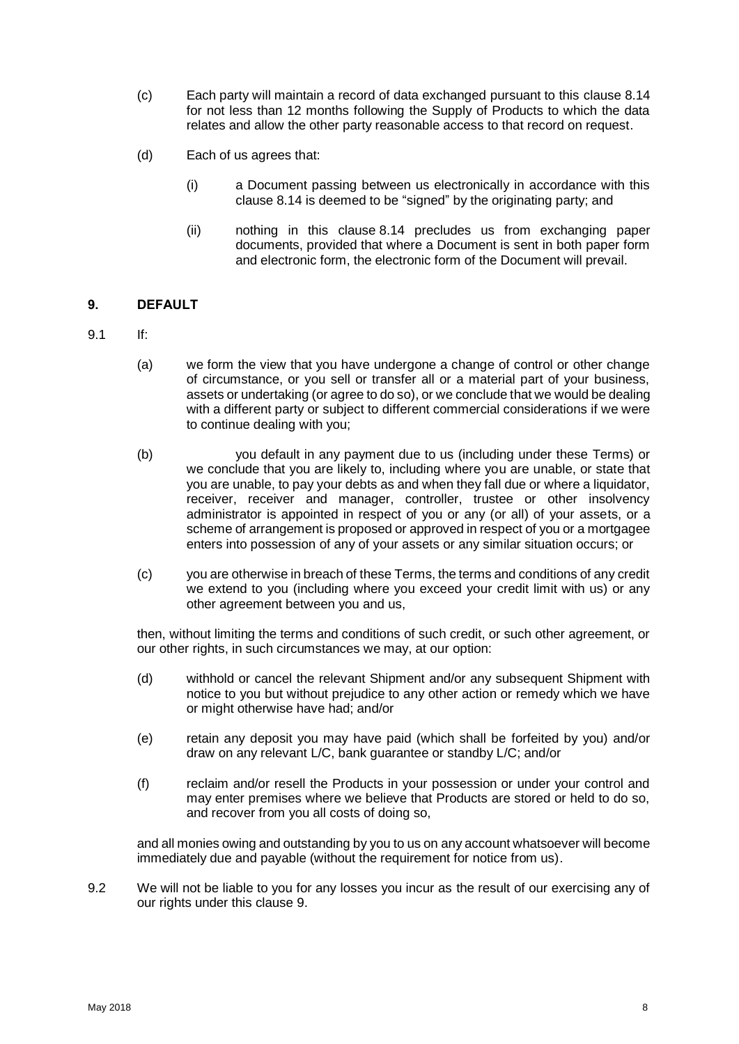(c) Each party will maintain a record of data exchanged pursuant to this clause 8.14 for not less than 12 months following the Supply of Products to which the data relates and allow the other party reasonable access to that record on request.

(d) Each of us agrees that:

(i) a Document passing between us electronically in accordance with this clause 8.14 is deemed to be "signed" by the originating party; and

(ii) nothing in this clause 8.14 precludes us from exchanging paper documents, provided that where a Document is sent in both paper form and electronic form, the electronic form of the Document will prevail.

## 9. DEFAULT

9.1 If:

(a) we form the view that you have undergone a change of control or other change of circumstance, or you sell or transfer all or a material part of your business, assets or undertaking (or agree to do so), or we conclude that we would be dealing with a different party or subject to different commercial considerations if we were to continue dealing with you;

(b) you default in any payment due to us (including under these Terms) or we conclude that you are likely to, including where you are unable, or state that you are unable, to pay your debts as and when they fall due or where a liquidator, receiver, receiver and manager, controller, trustee or other insolvency administrator is appointed in respect of you or any (or all) of your assets, or a scheme of arrangement is proposed or approved in respect of you or a mortgagee enters into possession of any of your assets or any similar situation occurs; or

(c) you are otherwise in breach of these Terms, the terms and conditions of any credit we extend to you (including where you exceed your credit limit with us) or any other agreement between you and us,

then, without limiting the terms and conditions of such credit, or such other agreement, or our other rights, in such circumstances we may, at our option:

(d) withhold or cancel the relevant Shipment and/or any subsequent Shipment with notice to you but without prejudice to any other action or remedy which we have or might otherwise have had; and/or

(e) retain any deposit you may have paid (which shall be forfeited by you) and/or draw on any relevant L/C, bank guarantee or standby L/C; and/or

(f) reclaim and/or resell the Products in your possession or under your control and may enter premises where we believe that Products are stored or held to do so, and recover from you all costs of doing so,

and all monies owing and outstanding by you to us on any account whatsoever will become immediately due and payable (without the requirement for notice from us).

9.2 We will not be liable to you for any losses you incur as the result of our exercising any of our rights under this clause 9.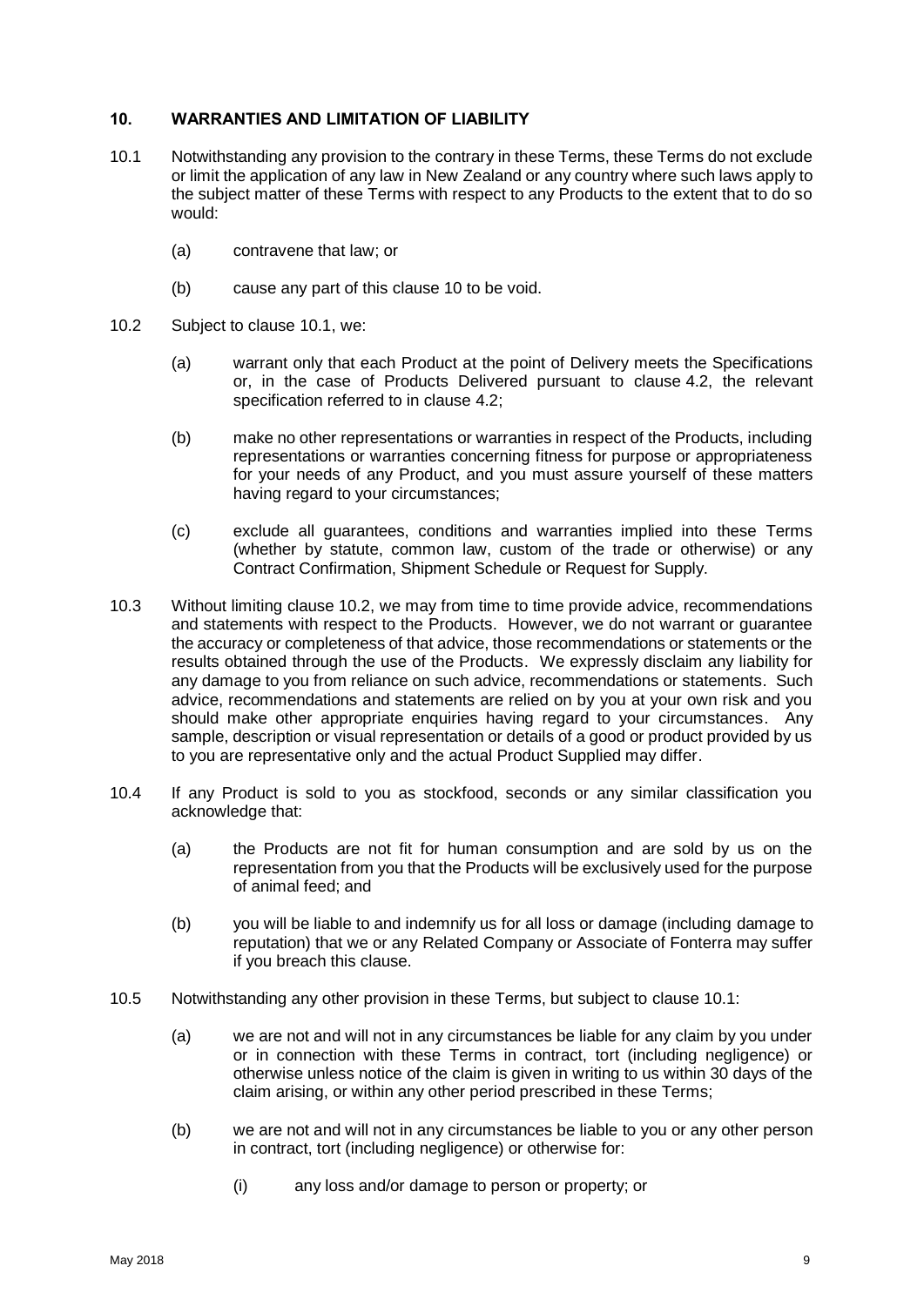## 10. WARRANTIES AND LIMITATION OF LIABILITY

10.1 Notwithstanding any provision to the contrary in these Terms, these Terms do not exclude or limit the application of any law in New Zealand or any country where such laws apply to the subject matter of these Terms with respect to any Products to the extent that to do so would:

(a) contravene that law; or

(b) cause any part of this clause 10 to be void.

10.2 Subject to clause 10.1, we:

(a) warrant only that each Product at the point of Delivery meets the Specifications or, in the case of Products Delivered pursuant to clause 4.2, the relevant specification referred to in clause 4.2;

(b) make no other representations or warranties in respect of the Products, including representations or warranties concerning fitness for purpose or appropriateness for your needs of any Product, and you must assure yourself of these matters having regard to your circumstances;

(c) exclude all guarantees, conditions and warranties implied into these Terms (whether by statute, common law, custom of the trade or otherwise) or any Contract Confirmation, Shipment Schedule or Request for Supply.

10.3 Without limiting clause 10.2, we may from time to time provide advice, recommendations and statements with respect to the Products. However, we do not warrant or guarantee the accuracy or completeness of that advice, those recommendations or statements or the results obtained through the use of the Products. We expressly disclaim any liability for any damage to you from reliance on such advice, recommendations or statements. Such advice, recommendations and statements are relied on by you at your own risk and you should make other appropriate enquiries having regard to your circumstances. Any sample, description or visual representation or details of a good or product provided by us to you are representative only and the actual Product Supplied may differ.

10.4 If any Product is sold to you as stockfood, seconds or any similar classification you acknowledge that:

(a) the Products are not fit for human consumption and are sold by us on the representation from you that the Products will be exclusively used for the purpose of animal feed; and

(b) you will be liable to and indemnify us for all loss or damage (including damage to reputation) that we or any Related Company or Associate of Fonterra may suffer if you breach this clause.

10.5 Notwithstanding any other provision in these Terms, but subject to clause 10.1:

(a) we are not and will not in any circumstances be liable for any claim by you under or in connection with these Terms in contract, tort (including negligence) or otherwise unless notice of the claim is given in writing to us within 30 days of the claim arising, or within any other period prescribed in these Terms;

(b) we are not and will not in any circumstances be liable to you or any other person in contract, tort (including negligence) or otherwise for:

(i) any loss and/or damage to person or property; or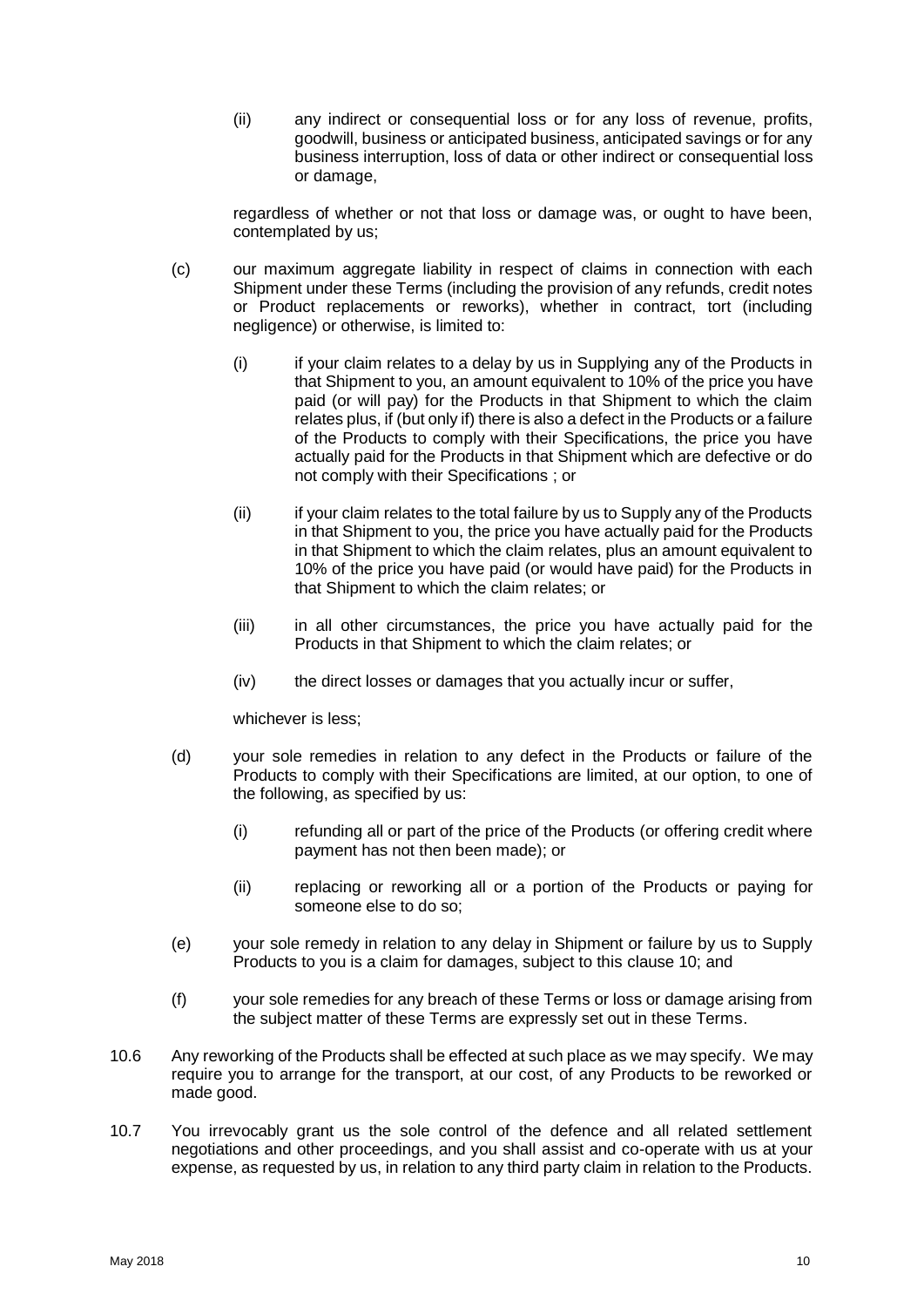(ii) any indirect or consequential loss or for any loss of revenue, profits, goodwill, business or anticipated business, anticipated savings or for any business interruption, loss of data or other indirect or consequential loss or damage,

regardless of whether or not that loss or damage was, or ought to have been, contemplated by us;

(c) our maximum aggregate liability in respect of claims in connection with each Shipment under these Terms (including the provision of any refunds, credit notes or Product replacements or reworks), whether in contract, tort (including negligence) or otherwise, is limited to:

(i) if your claim relates to a delay by us in Supplying any of the Products in that Shipment to you, an amount equivalent to 10% of the price you have paid (or will pay) for the Products in that Shipment to which the claim relates plus, if (but only if) there is also a defect in the Products or a failure of the Products to comply with their Specifications, the price you have actually paid for the Products in that Shipment which are defective or do not comply with their Specifications ; or

(ii) if your claim relates to the total failure by us to Supply any of the Products in that Shipment to you, the price you have actually paid for the Products in that Shipment to which the claim relates, plus an amount equivalent to 10% of the price you have paid (or would have paid) for the Products in that Shipment to which the claim relates; or

(iii) in all other circumstances, the price you have actually paid for the Products in that Shipment to which the claim relates; or

(iv) the direct losses or damages that you actually incur or suffer,

whichever is less;

(d) your sole remedies in relation to any defect in the Products or failure of the Products to comply with their Specifications are limited, at our option, to one of the following, as specified by us:

(i) refunding all or part of the price of the Products (or offering credit where payment has not then been made); or

(ii) replacing or reworking all or a portion of the Products or paying for someone else to do so;

(e) your sole remedy in relation to any delay in Shipment or failure by us to Supply Products to you is a claim for damages, subject to this clause 10; and

(f) your sole remedies for any breach of these Terms or loss or damage arising from the subject matter of these Terms are expressly set out in these Terms.

10.6 Any reworking of the Products shall be effected at such place as we may specify. We may require you to arrange for the transport, at our cost, of any Products to be reworked or made good.

10.7 You irrevocably grant us the sole control of the defence and all related settlement negotiations and other proceedings, and you shall assist and co-operate with us at your expense, as requested by us, in relation to any third party claim in relation to the Products.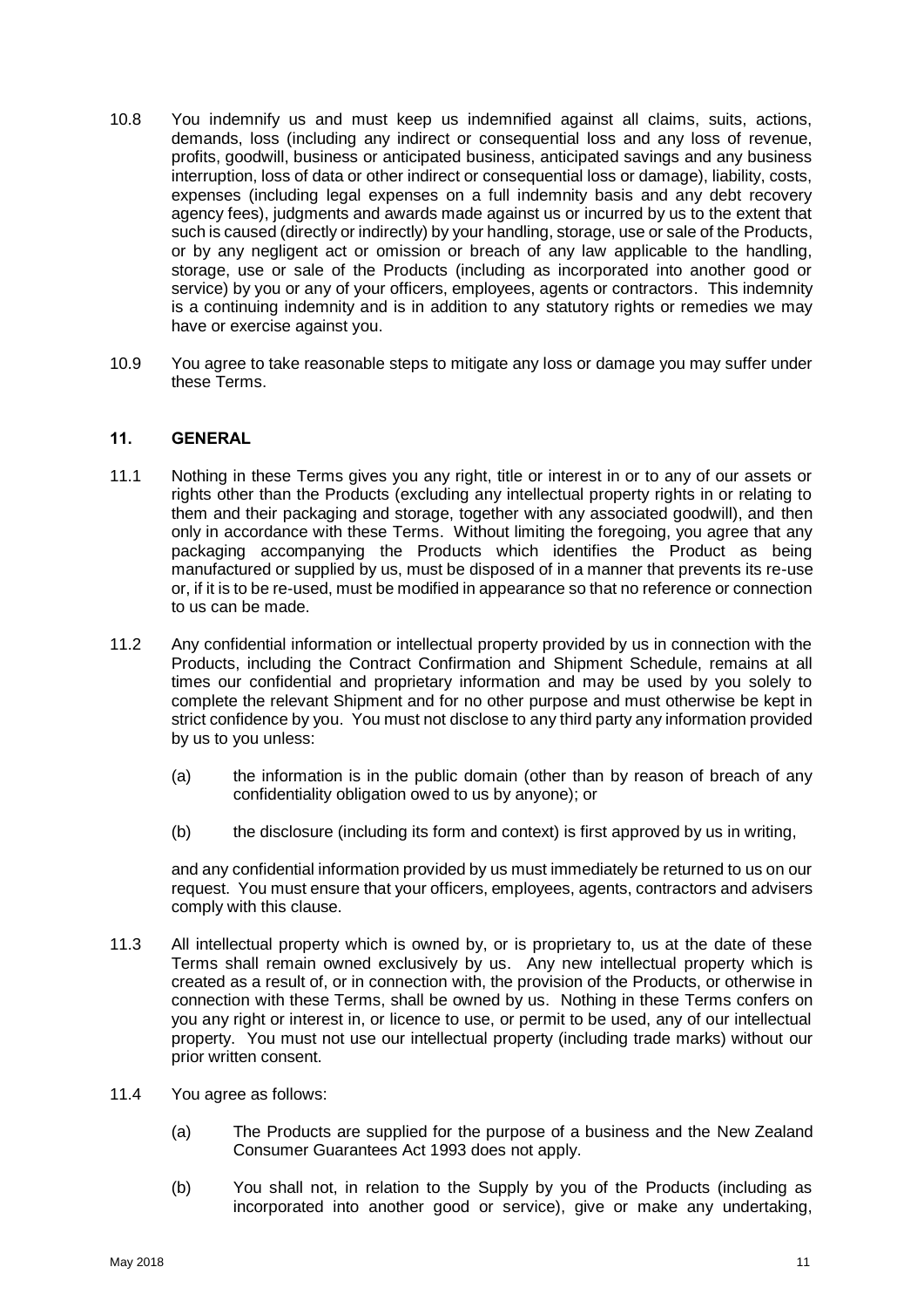10.8 You indemnify us and must keep us indemnified against all claims, suits, actions, demands, loss (including any indirect or consequential loss and any loss of revenue, profits, goodwill, business or anticipated business, anticipated savings and any business interruption, loss of data or other indirect or consequential loss or damage), liability, costs, expenses (including legal expenses on a full indemnity basis and any debt recovery agency fees), judgments and awards made against us or incurred by us to the extent that such is caused (directly or indirectly) by your handling, storage, use or sale of the Products, or by any negligent act or omission or breach of any law applicable to the handling, storage, use or sale of the Products (including as incorporated into another good or service) by you or any of your officers, employees, agents or contractors. This indemnity is a continuing indemnity and is in addition to any statutory rights or remedies we may have or exercise against you.

10.9 You agree to take reasonable steps to mitigate any loss or damage you may suffer under these Terms.

## 11. GENERAL

11.1 Nothing in these Terms gives you any right, title or interest in or to any of our assets or rights other than the Products (excluding any intellectual property rights in or relating to them and their packaging and storage, together with any associated goodwill), and then only in accordance with these Terms. Without limiting the foregoing, you agree that any packaging accompanying the Products which identifies the Product as being manufactured or supplied by us, must be disposed of in a manner that prevents its re-use or, if it is to be re-used, must be modified in appearance so that no reference or connection to us can be made.

11.2 Any confidential information or intellectual property provided by us in connection with the Products, including the Contract Confirmation and Shipment Schedule, remains at all times our confidential and proprietary information and may be used by you solely to complete the relevant Shipment and for no other purpose and must otherwise be kept in strict confidence by you. You must not disclose to any third party any information provided by us to you unless:

(a) the information is in the public domain (other than by reason of breach of any confidentiality obligation owed to us by anyone); or

(b) the disclosure (including its form and context) is first approved by us in writing,

and any confidential information provided by us must immediately be returned to us on our request. You must ensure that your officers, employees, agents, contractors and advisers comply with this clause.

11.3 All intellectual property which is owned by, or is proprietary to, us at the date of these Terms shall remain owned exclusively by us. Any new intellectual property which is created as a result of, or in connection with, the provision of the Products, or otherwise in connection with these Terms, shall be owned by us. Nothing in these Terms confers on you any right or interest in, or licence to use, or permit to be used, any of our intellectual property. You must not use our intellectual property (including trade marks) without our prior written consent.

11.4 You agree as follows:

(a) The Products are supplied for the purpose of a business and the New Zealand Consumer Guarantees Act 1993 does not apply.

(b) You shall not, in relation to the Supply by you of the Products (including as incorporated into another good or service), give or make any undertaking,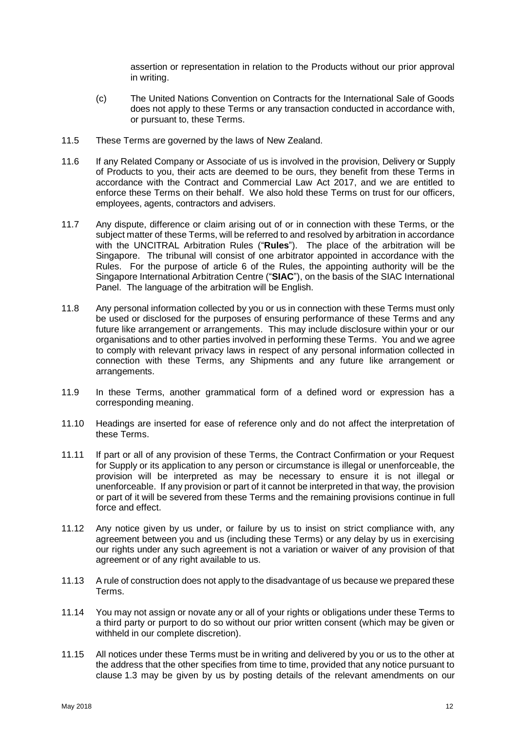assertion or representation in relation to the Products without our prior approval in writing.

(c) The United Nations Convention on Contracts for the International Sale of Goods does not apply to these Terms or any transaction conducted in accordance with, or pursuant to, these Terms.

11.5 These Terms are governed by the laws of New Zealand.

11.6 If any Related Company or Associate of us is involved in the provision, Delivery or Supply of Products to you, their acts are deemed to be ours, they benefit from these Terms in accordance with the Contract and Commercial Law Act 2017, and we are entitled to enforce these Terms on their behalf. We also hold these Terms on trust for our officers, employees, agents, contractors and advisers.

11.7 Any dispute, difference or claim arising out of or in connection with these Terms, or the subject matter of these Terms, will be referred to and resolved by arbitration in accordance with the UNCITRAL Arbitration Rules ("**Rules**"). The place of the arbitration will be Singapore. The tribunal will consist of one arbitrator appointed in accordance with the Rules. For the purpose of article 6 of the Rules, the appointing authority will be the Singapore International Arbitration Centre ("**SIAC**"), on the basis of the SIAC International Panel. The language of the arbitration will be English.

11.8 Any personal information collected by you or us in connection with these Terms must only be used or disclosed for the purposes of ensuring performance of these Terms and any future like arrangement or arrangements. This may include disclosure within your or our organisations and to other parties involved in performing these Terms. You and we agree to comply with relevant privacy laws in respect of any personal information collected in connection with these Terms, any Shipments and any future like arrangement or arrangements.

11.9 In these Terms, another grammatical form of a defined word or expression has a corresponding meaning.

11.10 Headings are inserted for ease of reference only and do not affect the interpretation of these Terms.

11.11 If part or all of any provision of these Terms, the Contract Confirmation or your Request for Supply or its application to any person or circumstance is illegal or unenforceable, the provision will be interpreted as may be necessary to ensure it is not illegal or unenforceable. If any provision or part of it cannot be interpreted in that way, the provision or part of it will be severed from these Terms and the remaining provisions continue in full force and effect.

11.12 Any notice given by us under, or failure by us to insist on strict compliance with, any agreement between you and us (including these Terms) or any delay by us in exercising our rights under any such agreement is not a variation or waiver of any provision of that agreement or of any right available to us.

11.13 A rule of construction does not apply to the disadvantage of us because we prepared these Terms.

11.14 You may not assign or novate any or all of your rights or obligations under these Terms to a third party or purport to do so without our prior written consent (which may be given or withheld in our complete discretion).

11.15 All notices under these Terms must be in writing and delivered by you or us to the other at the address that the other specifies from time to time, provided that any notice pursuant to clause 1.3 may be given by us by posting details of the relevant amendments on our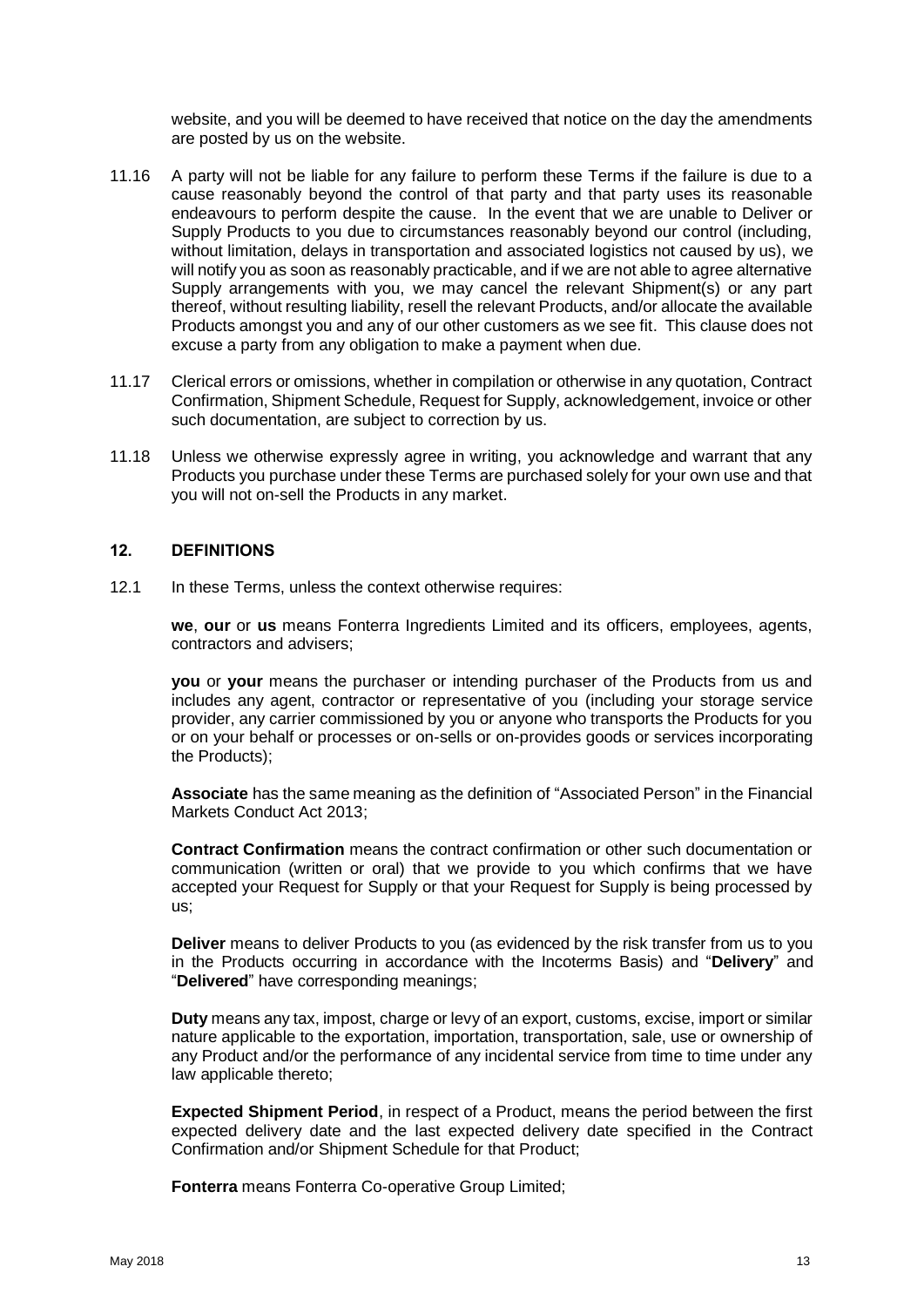website, and you will be deemed to have received that notice on the day the amendments are posted by us on the website.

11.16 A party will not be liable for any failure to perform these Terms if the failure is due to a cause reasonably beyond the control of that party and that party uses its reasonable endeavours to perform despite the cause. In the event that we are unable to Deliver or Supply Products to you due to circumstances reasonably beyond our control (including, without limitation, delays in transportation and associated logistics not caused by us), we will notify you as soon as reasonably practicable, and if we are not able to agree alternative Supply arrangements with you, we may cancel the relevant Shipment(s) or any part thereof, without resulting liability, resell the relevant Products, and/or allocate the available Products amongst you and any of our other customers as we see fit. This clause does not excuse a party from any obligation to make a payment when due.

11.17 Clerical errors or omissions, whether in compilation or otherwise in any quotation, Contract Confirmation, Shipment Schedule, Request for Supply, acknowledgement, invoice or other such documentation, are subject to correction by us.

11.18 Unless we otherwise expressly agree in writing, you acknowledge and warrant that any Products you purchase under these Terms are purchased solely for your own use and that you will not on-sell the Products in any market.

## 12. DEFINITIONS

12.1 In these Terms, unless the context otherwise requires:

**we**, **our** or **us** means Fonterra Ingredients Limited and its officers, employees, agents, contractors and advisers;

**you** or **your** means the purchaser or intending purchaser of the Products from us and includes any agent, contractor or representative of you (including your storage service provider, any carrier commissioned by you or anyone who transports the Products for you or on your behalf or processes or on-sells or on-provides goods or services incorporating the Products);

**Associate** has the same meaning as the definition of "Associated Person" in the Financial Markets Conduct Act 2013;

**Contract Confirmation** means the contract confirmation or other such documentation or communication (written or oral) that we provide to you which confirms that we have accepted your Request for Supply or that your Request for Supply is being processed by us;

**Deliver** means to deliver Products to you (as evidenced by the risk transfer from us to you in the Products occurring in accordance with the Incoterms Basis) and "**Delivery**" and "**Delivered**" have corresponding meanings;

**Duty** means any tax, impost, charge or levy of an export, customs, excise, import or similar nature applicable to the exportation, importation, transportation, sale, use or ownership of any Product and/or the performance of any incidental service from time to time under any law applicable thereto;

**Expected Shipment Period**, in respect of a Product, means the period between the first expected delivery date and the last expected delivery date specified in the Contract Confirmation and/or Shipment Schedule for that Product;

**Fonterra** means Fonterra Co-operative Group Limited;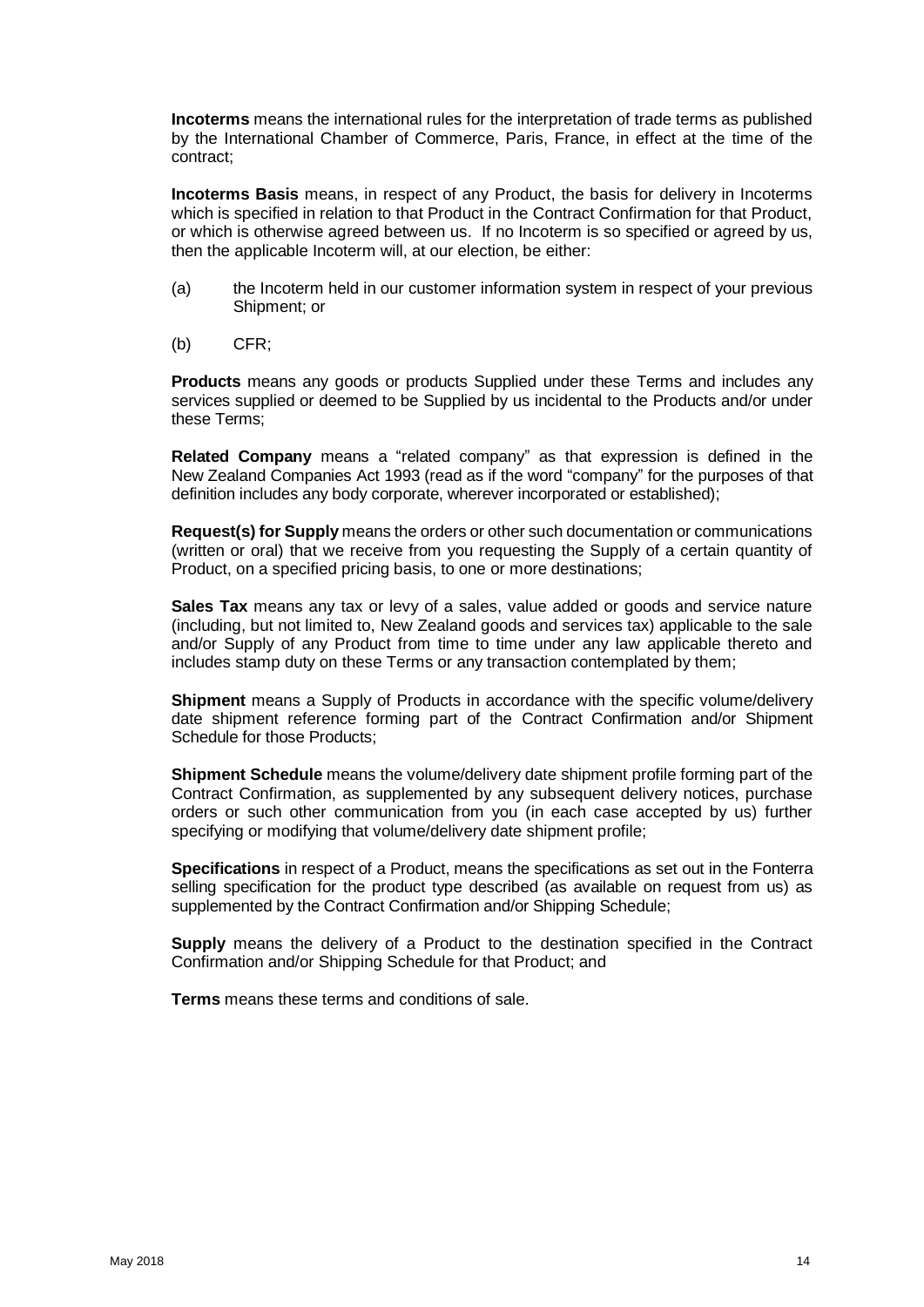**Incoterms** means the international rules for the interpretation of trade terms as published by the International Chamber of Commerce, Paris, France, in effect at the time of the contract;

**Incoterms Basis** means, in respect of any Product, the basis for delivery in Incoterms which is specified in relation to that Product in the Contract Confirmation for that Product, or which is otherwise agreed between us. If no Incoterm is so specified or agreed by us, then the applicable Incoterm will, at our election, be either:

(a) the Incoterm held in our customer information system in respect of your previous Shipment; or

(b) CFR;

**Products** means any goods or products Supplied under these Terms and includes any services supplied or deemed to be Supplied by us incidental to the Products and/or under these Terms;

**Related Company** means a "related company" as that expression is defined in the New Zealand Companies Act 1993 (read as if the word "company" for the purposes of that definition includes any body corporate, wherever incorporated or established);

**Request(s) for Supply** means the orders or other such documentation or communications (written or oral) that we receive from you requesting the Supply of a certain quantity of Product, on a specified pricing basis, to one or more destinations;

**Sales Tax** means any tax or levy of a sales, value added or goods and service nature (including, but not limited to, New Zealand goods and services tax) applicable to the sale and/or Supply of any Product from time to time under any law applicable thereto and includes stamp duty on these Terms or any transaction contemplated by them;

**Shipment** means a Supply of Products in accordance with the specific volume/delivery date shipment reference forming part of the Contract Confirmation and/or Shipment Schedule for those Products;

**Shipment Schedule** means the volume/delivery date shipment profile forming part of the Contract Confirmation, as supplemented by any subsequent delivery notices, purchase orders or such other communication from you (in each case accepted by us) further specifying or modifying that volume/delivery date shipment profile;

**Specifications** in respect of a Product, means the specifications as set out in the Fonterra selling specification for the product type described (as available on request from us) as supplemented by the Contract Confirmation and/or Shipping Schedule;

**Supply** means the delivery of a Product to the destination specified in the Contract Confirmation and/or Shipping Schedule for that Product; and

**Terms** means these terms and conditions of sale.